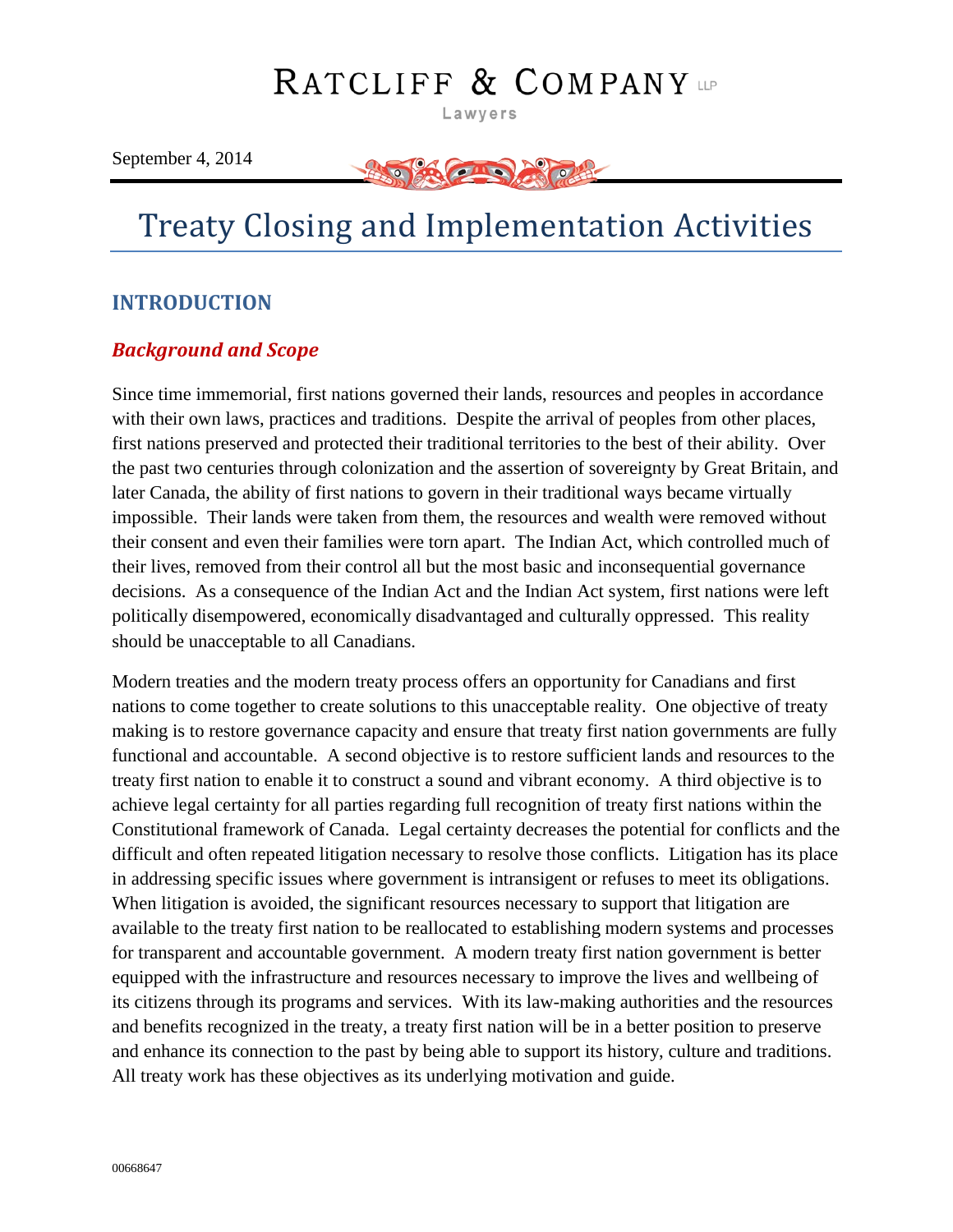RATCLIFF & COMPANY LLP

Lawyers

September 4, 2014

# Treaty Closing and Implementation Activities

## INTRODUCTION

### *Background and Scope*

Since time immemorial, first nations governed their lands, resources and peoples in accordance with their own laws, practices and traditions. Despite the arrival of peoples from other places, first nations preserved and protected their traditional territories to the best of their ability. Over the past two centuries through colonization and the assertion of sovereignty by Great Britain, and later Canada, the ability of first nations to govern in their traditional ways became virtually impossible. Their lands were taken from them, the resources and wealth were removed without their consent and even their families were torn apart. The Indian Act, which controlled much of their lives, removed from their control all but the most basic and inconsequential governance decisions. As a consequence of the Indian Act and the Indian Act system, first nations were left politically disempowered, economically disadvantaged and culturally oppressed. This reality should be unacceptable to all Canadians.

Modern treaties and the modern treaty process offers an opportunity for Canadians and first nations to come together to create solutions to this unacceptable reality. One objective of treaty making is to restore governance capacity and ensure that treaty first nation governments are fully functional and accountable. A second objective is to restore sufficient lands and resources to the treaty first nation to enable it to construct a sound and vibrant economy. A third objective is to achieve legal certainty for all parties regarding full recognition of treaty first nations within the Constitutional framework of Canada. Legal certainty decreases the potential for conflicts and the difficult and often repeated litigation necessary to resolve those conflicts. Litigation has its place in addressing specific issues where government is intransigent or refuses to meet its obligations. When litigation is avoided, the significant resources necessary to support that litigation are available to the treaty first nation to be reallocated to establishing modern systems and processes for transparent and accountable government. A modern treaty first nation government is better equipped with the infrastructure and resources necessary to improve the lives and wellbeing of its citizens through its programs and services. With its law-making authorities and the resources and benefits recognized in the treaty, a treaty first nation will be in a better position to preserve and enhance its connection to the past by being able to support its history, culture and traditions. All treaty work has these objectives as its underlying motivation and guide.

00668647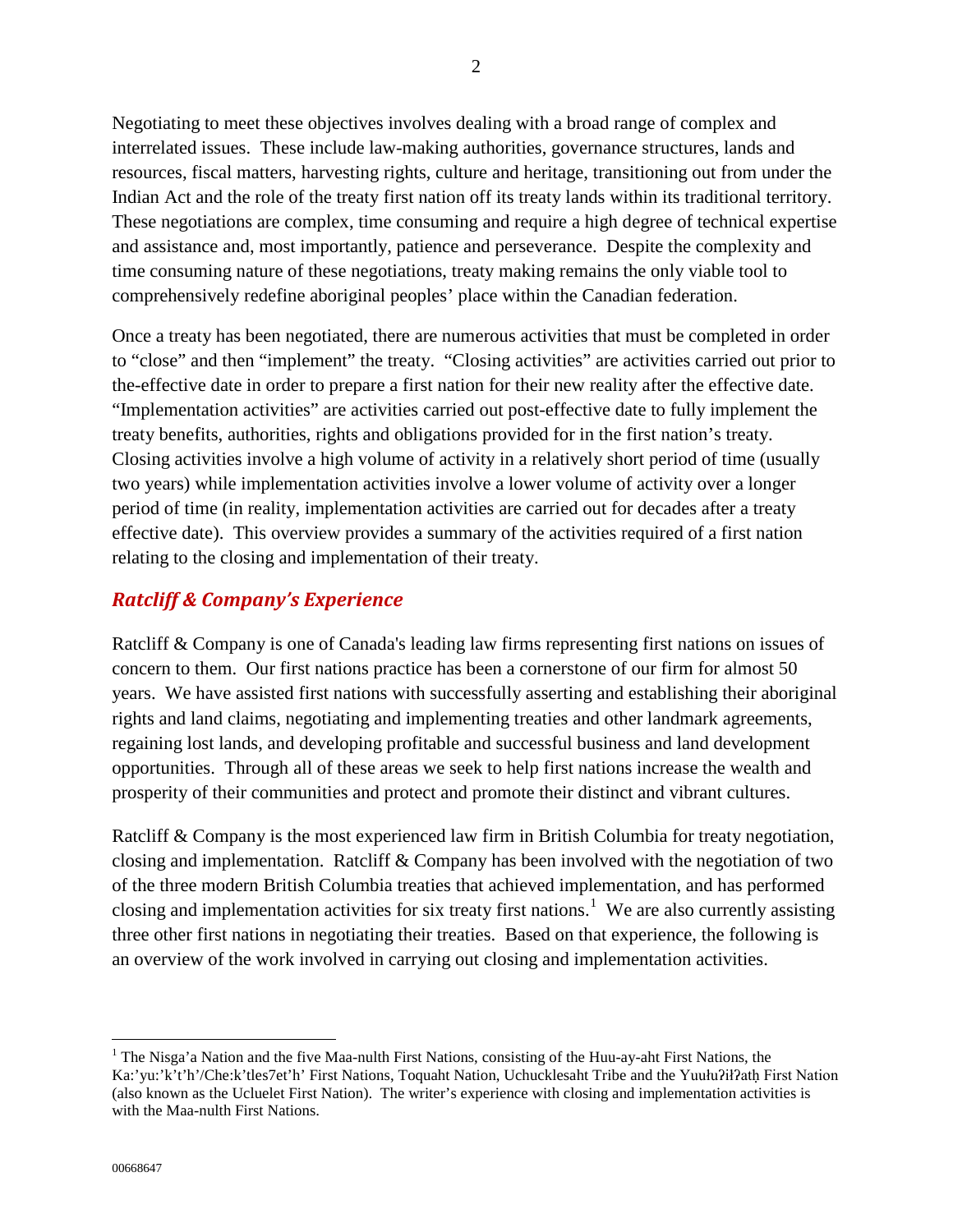Negotiating to meet these objectives involves dealing with a broad range of complex and interrelated issues. These include law-making authorities, governance structures, lands and resources, fiscal matters, harvesting rights, culture and heritage, transitioning out from under the Indian Act and the role of the treaty first nation off its treaty lands within its traditional territory. These negotiations are complex, time consuming and require a high degree of technical expertise and assistance and, most importantly, patience and perseverance. Despite the complexity and time consuming nature of these negotiations, treaty making remains the only viable tool to comprehensively redefine aboriginal peoples' place within the Canadian federation.

Once a treaty has been negotiated, there are numerous activities that must be completed in order to "close" and then "implement" the treaty. "Closing activities" are activities carried out prior to the-effective date in order to prepare a first nation for their new reality after the effective date. "Implementation activities" are activities carried out post-effective date to fully implement the treaty benefits, authorities, rights and obligations provided for in the first nation's treaty. Closing activities involve a high volume of activity in a relatively short period of time (usually two years) while implementation activities involve a lower volume of activity over a longer period of time (in reality, implementation activities are carried out for decades after a treaty effective date). This overview provides a summary of the activities required of a first nation relating to the closing and implementation of their treaty.

## *Ratcliff & Company's Experience*

Ratcliff & Company is one of Canada's leading law firms representing first nations on issues of concern to them. Our first nations practice has been a cornerstone of our firm for almost 50 years. We have assisted first nations with successfully asserting and establishing their aboriginal rights and land claims, negotiating and implementing treaties and other landmark agreements, regaining lost lands, and developing profitable and successful business and land development opportunities. Through all of these areas we seek to help first nations increase the wealth and prosperity of their communities and protect and promote their distinct and vibrant cultures.

Ratcliff & Company is the most experienced law firm in British Columbia for treaty negotiation, closing and implementation. Ratcliff & Company has been involved with the negotiation of two of the three modern British Columbia treaties that achieved implementation, and has performed closing and implementation activities for six treaty first nations.[1] We are also currently assisting three other first nations in negotiating their treaties. Based on that experience, the following is an overview of the work involved in carrying out closing and implementation activities.

[1] The Nisga'a Nation and the five Maa-nulth First Nations, consisting of the Huu-ay-aht First Nations, the Ka:'yu:'k't'h'/Che:k'tles7et'h' First Nations, Toquaht Nation, Uchucklesaht Tribe and the Yuułuʔiłʔatḥ First Nation (also known as the Ucluelet First Nation). The writer's experience with closing and implementation activities is with the Maa-nulth First Nations.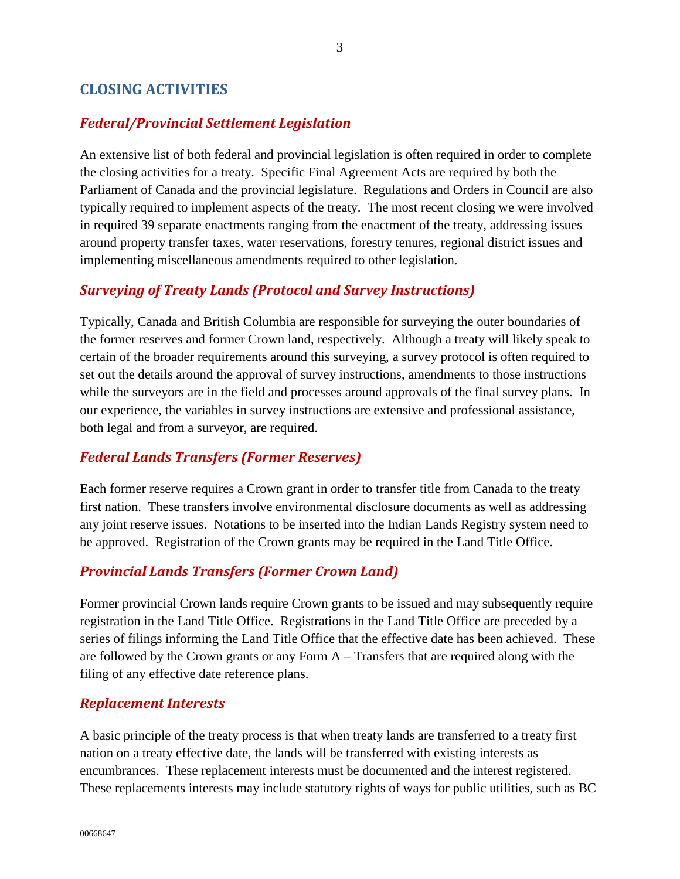## CLOSING ACTIVITIES

### *Federal/Provincial Settlement Legislation*

An extensive list of both federal and provincial legislation is often required in order to complete the closing activities for a treaty. Specific Final Agreement Acts are required by both the Parliament of Canada and the provincial legislature. Regulations and Orders in Council are also typically required to implement aspects of the treaty. The most recent closing we were involved in required 39 separate enactments ranging from the enactment of the treaty, addressing issues around property transfer taxes, water reservations, forestry tenures, regional district issues and implementing miscellaneous amendments required to other legislation.

### *Surveying of Treaty Lands (Protocol and Survey Instructions)*

Typically, Canada and British Columbia are responsible for surveying the outer boundaries of the former reserves and former Crown land, respectively. Although a treaty will likely speak to certain of the broader requirements around this surveying, a survey protocol is often required to set out the details around the approval of survey instructions, amendments to those instructions while the surveyors are in the field and processes around approvals of the final survey plans. In our experience, the variables in survey instructions are extensive and professional assistance, both legal and from a surveyor, are required.

### *Federal Lands Transfers (Former Reserves)*

Each former reserve requires a Crown grant in order to transfer title from Canada to the treaty first nation. These transfers involve environmental disclosure documents as well as addressing any joint reserve issues. Notations to be inserted into the Indian Lands Registry system need to be approved. Registration of the Crown grants may be required in the Land Title Office.

### *Provincial Lands Transfers (Former Crown Land)*

Former provincial Crown lands require Crown grants to be issued and may subsequently require registration in the Land Title Office. Registrations in the Land Title Office are preceded by a series of filings informing the Land Title Office that the effective date has been achieved. These are followed by the Crown grants or any Form A – Transfers that are required along with the filing of any effective date reference plans.

### *Replacement Interests*

A basic principle of the treaty process is that when treaty lands are transferred to a treaty first nation on a treaty effective date, the lands will be transferred with existing interests as encumbrances. These replacement interests must be documented and the interest registered. These replacements interests may include statutory rights of ways for public utilities, such as BC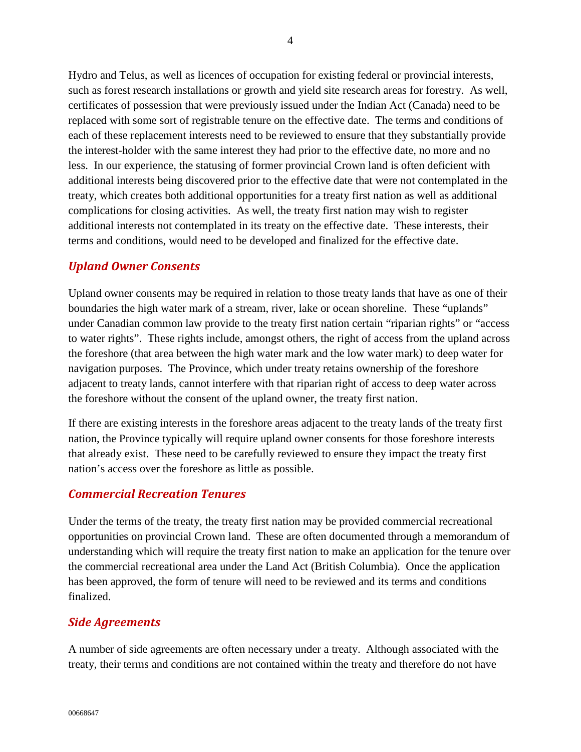Hydro and Telus, as well as licences of occupation for existing federal or provincial interests, such as forest research installations or growth and yield site research areas for forestry. As well, certificates of possession that were previously issued under the Indian Act (Canada) need to be replaced with some sort of registrable tenure on the effective date. The terms and conditions of each of these replacement interests need to be reviewed to ensure that they substantially provide the interest-holder with the same interest they had prior to the effective date, no more and no less. In our experience, the statusing of former provincial Crown land is often deficient with additional interests being discovered prior to the effective date that were not contemplated in the treaty, which creates both additional opportunities for a treaty first nation as well as additional complications for closing activities. As well, the treaty first nation may wish to register additional interests not contemplated in its treaty on the effective date. These interests, their terms and conditions, would need to be developed and finalized for the effective date.

### *Upland Owner Consents*

Upland owner consents may be required in relation to those treaty lands that have as one of their boundaries the high water mark of a stream, river, lake or ocean shoreline. These "uplands" under Canadian common law provide to the treaty first nation certain "riparian rights" or "access to water rights". These rights include, amongst others, the right of access from the upland across the foreshore (that area between the high water mark and the low water mark) to deep water for navigation purposes. The Province, which under treaty retains ownership of the foreshore adjacent to treaty lands, cannot interfere with that riparian right of access to deep water across the foreshore without the consent of the upland owner, the treaty first nation.

If there are existing interests in the foreshore areas adjacent to the treaty lands of the treaty first nation, the Province typically will require upland owner consents for those foreshore interests that already exist. These need to be carefully reviewed to ensure they impact the treaty first nation's access over the foreshore as little as possible.

### *Commercial Recreation Tenures*

Under the terms of the treaty, the treaty first nation may be provided commercial recreational opportunities on provincial Crown land. These are often documented through a memorandum of understanding which will require the treaty first nation to make an application for the tenure over the commercial recreational area under the Land Act (British Columbia). Once the application has been approved, the form of tenure will need to be reviewed and its terms and conditions finalized.

### *Side Agreements*

A number of side agreements are often necessary under a treaty. Although associated with the treaty, their terms and conditions are not contained within the treaty and therefore do not have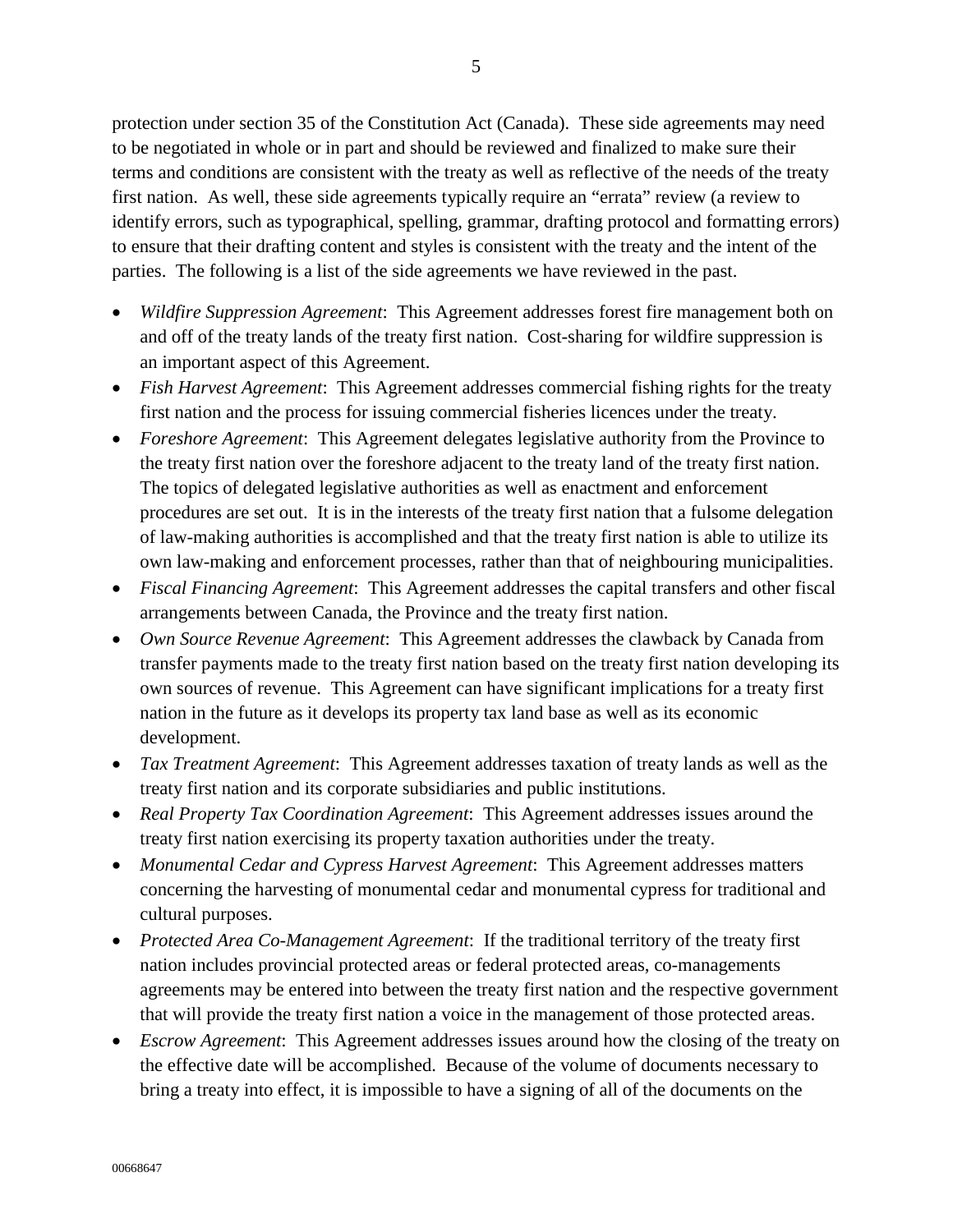protection under section 35 of the Constitution Act (Canada). These side agreements may need to be negotiated in whole or in part and should be reviewed and finalized to make sure their terms and conditions are consistent with the treaty as well as reflective of the needs of the treaty first nation. As well, these side agreements typically require an "errata" review (a review to identify errors, such as typographical, spelling, grammar, drafting protocol and formatting errors) to ensure that their drafting content and styles is consistent with the treaty and the intent of the parties. The following is a list of the side agreements we have reviewed in the past.

- *Wildfire Suppression Agreement*: This Agreement addresses forest fire management both on and off of the treaty lands of the treaty first nation. Cost-sharing for wildfire suppression is an important aspect of this Agreement.
- *Fish Harvest Agreement*: This Agreement addresses commercial fishing rights for the treaty first nation and the process for issuing commercial fisheries licences under the treaty.
- *Foreshore Agreement*: This Agreement delegates legislative authority from the Province to the treaty first nation over the foreshore adjacent to the treaty land of the treaty first nation. The topics of delegated legislative authorities as well as enactment and enforcement procedures are set out. It is in the interests of the treaty first nation that a fulsome delegation of law-making authorities is accomplished and that the treaty first nation is able to utilize its own law-making and enforcement processes, rather than that of neighbouring municipalities.
- *Fiscal Financing Agreement*: This Agreement addresses the capital transfers and other fiscal arrangements between Canada, the Province and the treaty first nation.
- *Own Source Revenue Agreement*: This Agreement addresses the clawback by Canada from transfer payments made to the treaty first nation based on the treaty first nation developing its own sources of revenue. This Agreement can have significant implications for a treaty first nation in the future as it develops its property tax land base as well as its economic development.
- *Tax Treatment Agreement*: This Agreement addresses taxation of treaty lands as well as the treaty first nation and its corporate subsidiaries and public institutions.
- *Real Property Tax Coordination Agreement*: This Agreement addresses issues around the treaty first nation exercising its property taxation authorities under the treaty.
- *Monumental Cedar and Cypress Harvest Agreement*: This Agreement addresses matters concerning the harvesting of monumental cedar and monumental cypress for traditional and cultural purposes.
- *Protected Area Co-Management Agreement*: If the traditional territory of the treaty first nation includes provincial protected areas or federal protected areas, co-managements agreements may be entered into between the treaty first nation and the respective government that will provide the treaty first nation a voice in the management of those protected areas.
- *Escrow Agreement*: This Agreement addresses issues around how the closing of the treaty on the effective date will be accomplished. Because of the volume of documents necessary to bring a treaty into effect, it is impossible to have a signing of all of the documents on the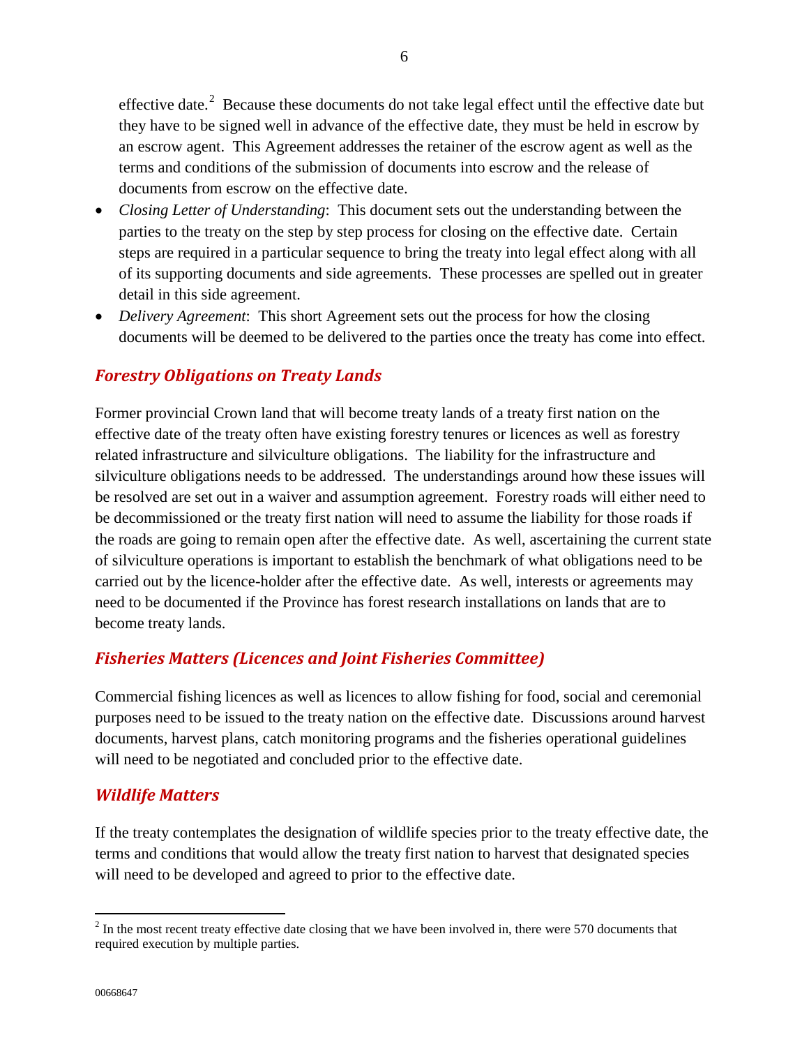effective date.[2] Because these documents do not take legal effect until the effective date but they have to be signed well in advance of the effective date, they must be held in escrow by an escrow agent. This Agreement addresses the retainer of the escrow agent as well as the terms and conditions of the submission of documents into escrow and the release of documents from escrow on the effective date.

- *Closing Letter of Understanding*: This document sets out the understanding between the parties to the treaty on the step by step process for closing on the effective date. Certain steps are required in a particular sequence to bring the treaty into legal effect along with all of its supporting documents and side agreements. These processes are spelled out in greater detail in this side agreement.
- *Delivery Agreement*: This short Agreement sets out the process for how the closing documents will be deemed to be delivered to the parties once the treaty has come into effect.

### *Forestry Obligations on Treaty Lands*

Former provincial Crown land that will become treaty lands of a treaty first nation on the effective date of the treaty often have existing forestry tenures or licences as well as forestry related infrastructure and silviculture obligations. The liability for the infrastructure and silviculture obligations needs to be addressed. The understandings around how these issues will be resolved are set out in a waiver and assumption agreement. Forestry roads will either need to be decommissioned or the treaty first nation will need to assume the liability for those roads if the roads are going to remain open after the effective date. As well, ascertaining the current state of silviculture operations is important to establish the benchmark of what obligations need to be carried out by the licence-holder after the effective date. As well, interests or agreements may need to be documented if the Province has forest research installations on lands that are to become treaty lands.

### *Fisheries Matters (Licences and Joint Fisheries Committee)*

Commercial fishing licences as well as licences to allow fishing for food, social and ceremonial purposes need to be issued to the treaty nation on the effective date. Discussions around harvest documents, harvest plans, catch monitoring programs and the fisheries operational guidelines will need to be negotiated and concluded prior to the effective date.

### *Wildlife Matters*

If the treaty contemplates the designation of wildlife species prior to the treaty effective date, the terms and conditions that would allow the treaty first nation to harvest that designated species will need to be developed and agreed to prior to the effective date.

---

[2] In the most recent treaty effective date closing that we have been involved in, there were 570 documents that required execution by multiple parties.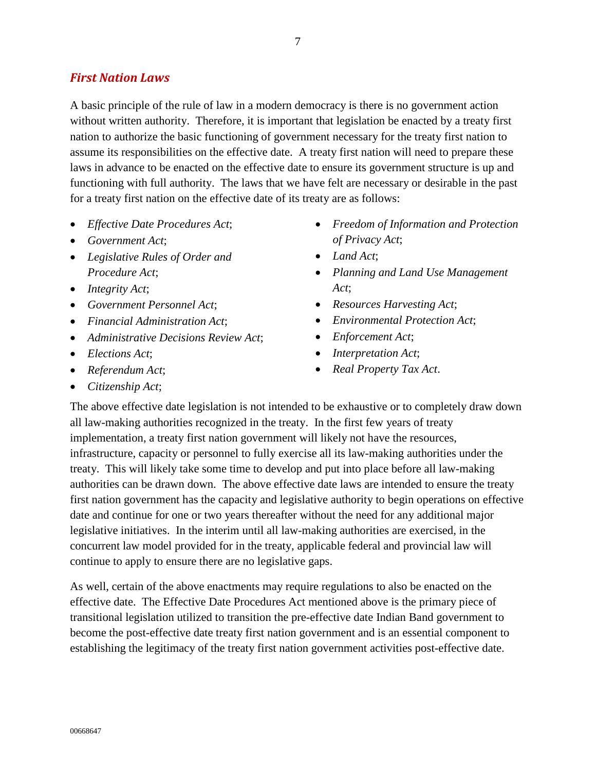## *First Nation Laws*

A basic principle of the rule of law in a modern democracy is there is no government action without written authority. Therefore, it is important that legislation be enacted by a treaty first nation to authorize the basic functioning of government necessary for the treaty first nation to assume its responsibilities on the effective date. A treaty first nation will need to prepare these laws in advance to be enacted on the effective date to ensure its government structure is up and functioning with full authority. The laws that we have felt are necessary or desirable in the past for a treaty first nation on the effective date of its treaty are as follows:

- *Effective Date Procedures Act*;
- *Government Act*;
- *Legislative Rules of Order and Procedure Act*;
- *Integrity Act*;
- *Government Personnel Act*;
- *Financial Administration Act*;
- *Administrative Decisions Review Act*;
- *Elections Act*;
- *Referendum Act*;
- *Citizenship Act*;
- *Freedom of Information and Protection of Privacy Act*;
- *Land Act*;
- *Planning and Land Use Management Act*;
- *Resources Harvesting Act*;
- *Environmental Protection Act*;
- *Enforcement Act*;
- *Interpretation Act*;
- *Real Property Tax Act*.

The above effective date legislation is not intended to be exhaustive or to completely draw down all law-making authorities recognized in the treaty. In the first few years of treaty implementation, a treaty first nation government will likely not have the resources, infrastructure, capacity or personnel to fully exercise all its law-making authorities under the treaty. This will likely take some time to develop and put into place before all law-making authorities can be drawn down. The above effective date laws are intended to ensure the treaty first nation government has the capacity and legislative authority to begin operations on effective date and continue for one or two years thereafter without the need for any additional major legislative initiatives. In the interim until all law-making authorities are exercised, in the concurrent law model provided for in the treaty, applicable federal and provincial law will continue to apply to ensure there are no legislative gaps.

As well, certain of the above enactments may require regulations to also be enacted on the effective date. The Effective Date Procedures Act mentioned above is the primary piece of transitional legislation utilized to transition the pre-effective date Indian Band government to become the post-effective date treaty first nation government and is an essential component to establishing the legitimacy of the treaty first nation government activities post-effective date.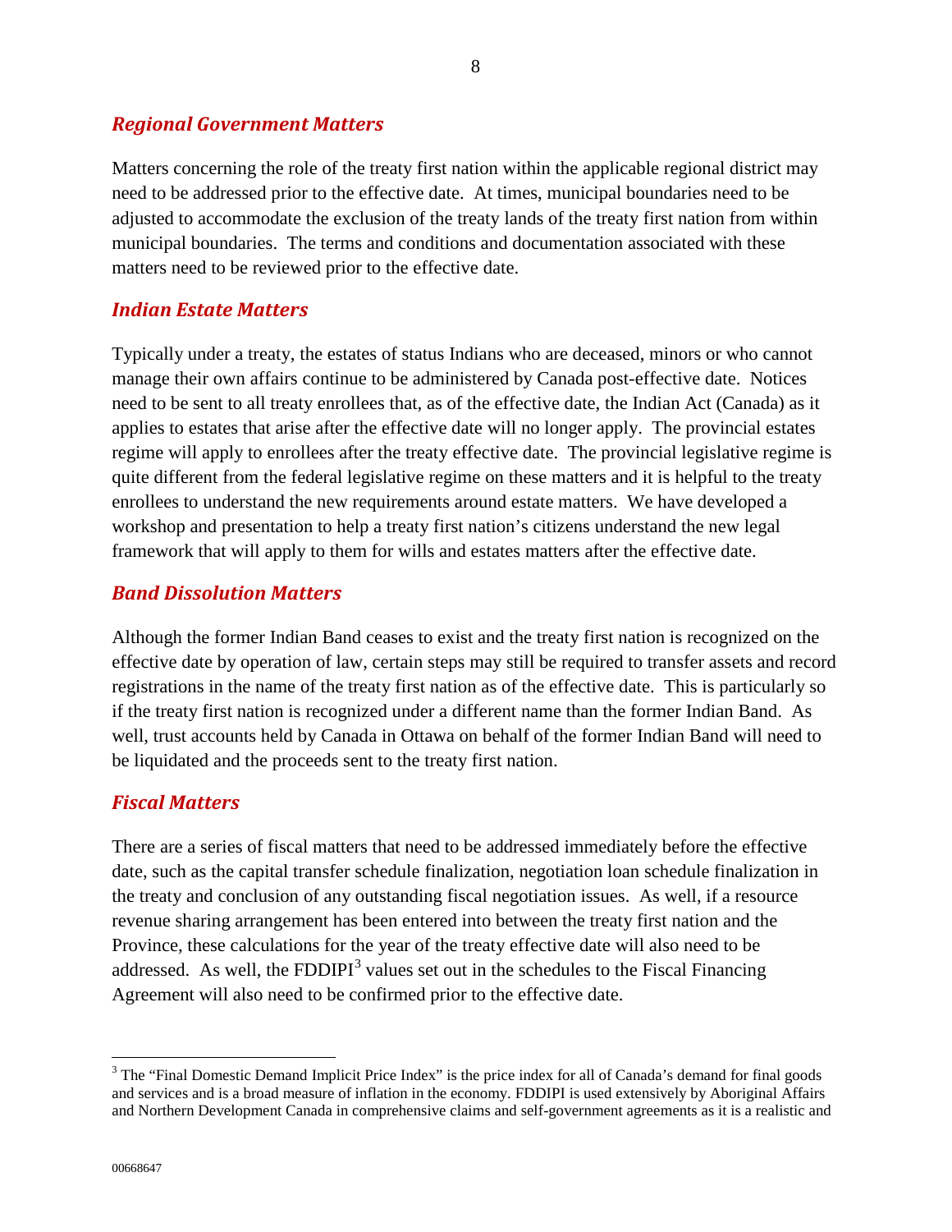### *Regional Government Matters*

Matters concerning the role of the treaty first nation within the applicable regional district may need to be addressed prior to the effective date. At times, municipal boundaries need to be adjusted to accommodate the exclusion of the treaty lands of the treaty first nation from within municipal boundaries. The terms and conditions and documentation associated with these matters need to be reviewed prior to the effective date.

### *Indian Estate Matters*

Typically under a treaty, the estates of status Indians who are deceased, minors or who cannot manage their own affairs continue to be administered by Canada post-effective date. Notices need to be sent to all treaty enrollees that, as of the effective date, the Indian Act (Canada) as it applies to estates that arise after the effective date will no longer apply. The provincial estates regime will apply to enrollees after the treaty effective date. The provincial legislative regime is quite different from the federal legislative regime on these matters and it is helpful to the treaty enrollees to understand the new requirements around estate matters. We have developed a workshop and presentation to help a treaty first nation's citizens understand the new legal framework that will apply to them for wills and estates matters after the effective date.

### *Band Dissolution Matters*

Although the former Indian Band ceases to exist and the treaty first nation is recognized on the effective date by operation of law, certain steps may still be required to transfer assets and record registrations in the name of the treaty first nation as of the effective date. This is particularly so if the treaty first nation is recognized under a different name than the former Indian Band. As well, trust accounts held by Canada in Ottawa on behalf of the former Indian Band will need to be liquidated and the proceeds sent to the treaty first nation.

### *Fiscal Matters*

There are a series of fiscal matters that need to be addressed immediately before the effective date, such as the capital transfer schedule finalization, negotiation loan schedule finalization in the treaty and conclusion of any outstanding fiscal negotiation issues. As well, if a resource revenue sharing arrangement has been entered into between the treaty first nation and the Province, these calculations for the year of the treaty effective date will also need to be addressed. As well, the FDDIPI[3] values set out in the schedules to the Fiscal Financing Agreement will also need to be confirmed prior to the effective date.

---

[3] The "Final Domestic Demand Implicit Price Index" is the price index for all of Canada's demand for final goods and services and is a broad measure of inflation in the economy. FDDIPI is used extensively by Aboriginal Affairs and Northern Development Canada in comprehensive claims and self-government agreements as it is a realistic and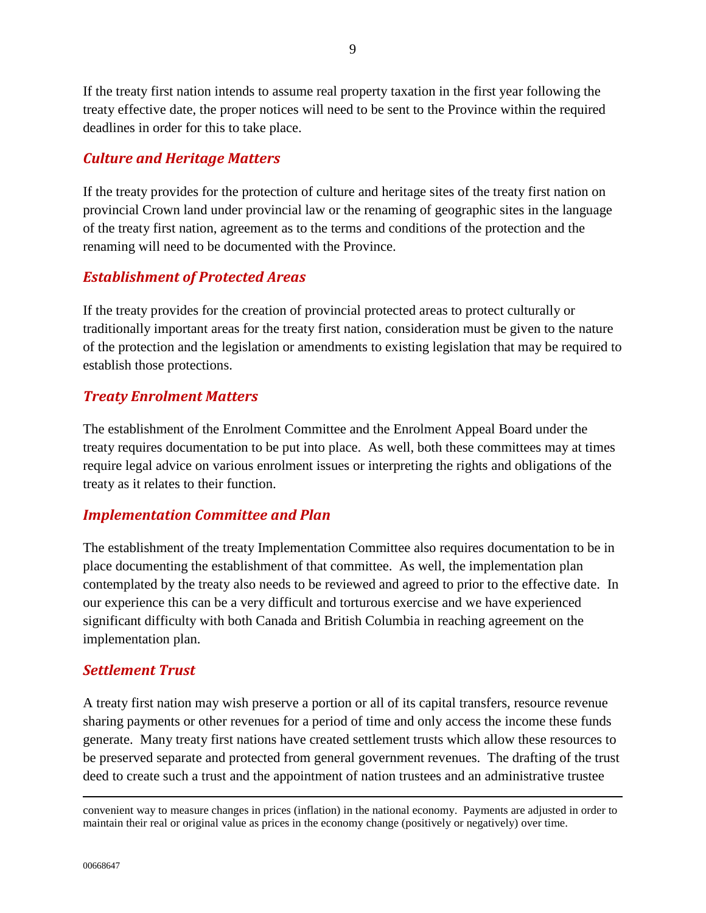If the treaty first nation intends to assume real property taxation in the first year following the treaty effective date, the proper notices will need to be sent to the Province within the required deadlines in order for this to take place.

### *Culture and Heritage Matters*

If the treaty provides for the protection of culture and heritage sites of the treaty first nation on provincial Crown land under provincial law or the renaming of geographic sites in the language of the treaty first nation, agreement as to the terms and conditions of the protection and the renaming will need to be documented with the Province.

### *Establishment of Protected Areas*

If the treaty provides for the creation of provincial protected areas to protect culturally or traditionally important areas for the treaty first nation, consideration must be given to the nature of the protection and the legislation or amendments to existing legislation that may be required to establish those protections.

### *Treaty Enrolment Matters*

The establishment of the Enrolment Committee and the Enrolment Appeal Board under the treaty requires documentation to be put into place. As well, both these committees may at times require legal advice on various enrolment issues or interpreting the rights and obligations of the treaty as it relates to their function.

### *Implementation Committee and Plan*

The establishment of the treaty Implementation Committee also requires documentation to be in place documenting the establishment of that committee. As well, the implementation plan contemplated by the treaty also needs to be reviewed and agreed to prior to the effective date. In our experience this can be a very difficult and torturous exercise and we have experienced significant difficulty with both Canada and British Columbia in reaching agreement on the implementation plan.

### *Settlement Trust*

A treaty first nation may wish preserve a portion or all of its capital transfers, resource revenue sharing payments or other revenues for a period of time and only access the income these funds generate. Many treaty first nations have created settlement trusts which allow these resources to be preserved separate and protected from general government revenues. The drafting of the trust deed to create such a trust and the appointment of nation trustees and an administrative trustee

---

convenient way to measure changes in prices (inflation) in the national economy. Payments are adjusted in order to maintain their real or original value as prices in the economy change (positively or negatively) over time.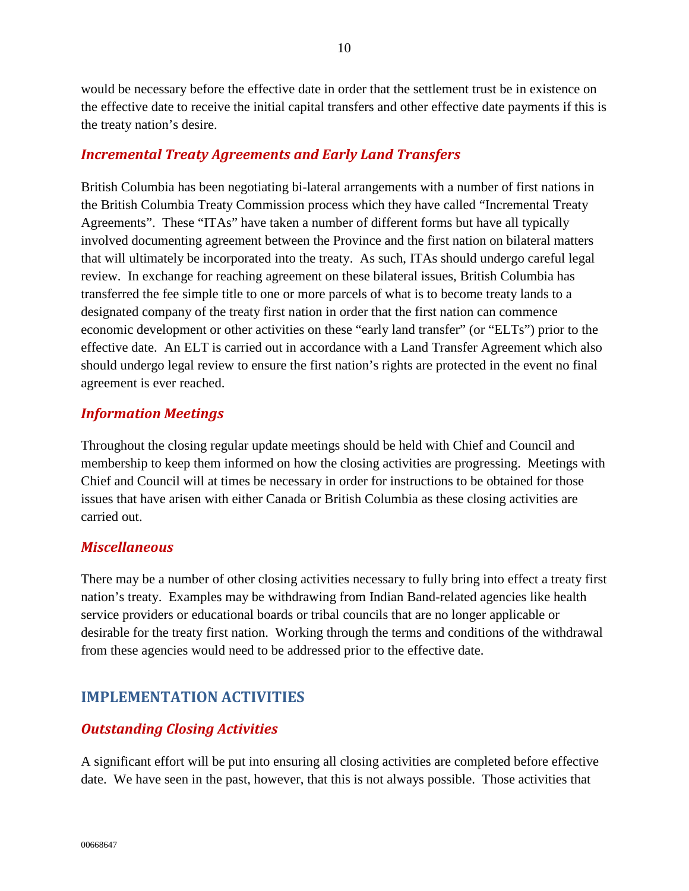would be necessary before the effective date in order that the settlement trust be in existence on the effective date to receive the initial capital transfers and other effective date payments if this is the treaty nation's desire.

### *Incremental Treaty Agreements and Early Land Transfers*

British Columbia has been negotiating bi-lateral arrangements with a number of first nations in the British Columbia Treaty Commission process which they have called "Incremental Treaty Agreements". These "ITAs" have taken a number of different forms but have all typically involved documenting agreement between the Province and the first nation on bilateral matters that will ultimately be incorporated into the treaty. As such, ITAs should undergo careful legal review. In exchange for reaching agreement on these bilateral issues, British Columbia has transferred the fee simple title to one or more parcels of what is to become treaty lands to a designated company of the treaty first nation in order that the first nation can commence economic development or other activities on these "early land transfer" (or "ELTs") prior to the effective date. An ELT is carried out in accordance with a Land Transfer Agreement which also should undergo legal review to ensure the first nation's rights are protected in the event no final agreement is ever reached.

### *Information Meetings*

Throughout the closing regular update meetings should be held with Chief and Council and membership to keep them informed on how the closing activities are progressing. Meetings with Chief and Council will at times be necessary in order for instructions to be obtained for those issues that have arisen with either Canada or British Columbia as these closing activities are carried out.

### *Miscellaneous*

There may be a number of other closing activities necessary to fully bring into effect a treaty first nation's treaty. Examples may be withdrawing from Indian Band-related agencies like health service providers or educational boards or tribal councils that are no longer applicable or desirable for the treaty first nation. Working through the terms and conditions of the withdrawal from these agencies would need to be addressed prior to the effective date.

## IMPLEMENTATION ACTIVITIES

### *Outstanding Closing Activities*

A significant effort will be put into ensuring all closing activities are completed before effective date. We have seen in the past, however, that this is not always possible. Those activities that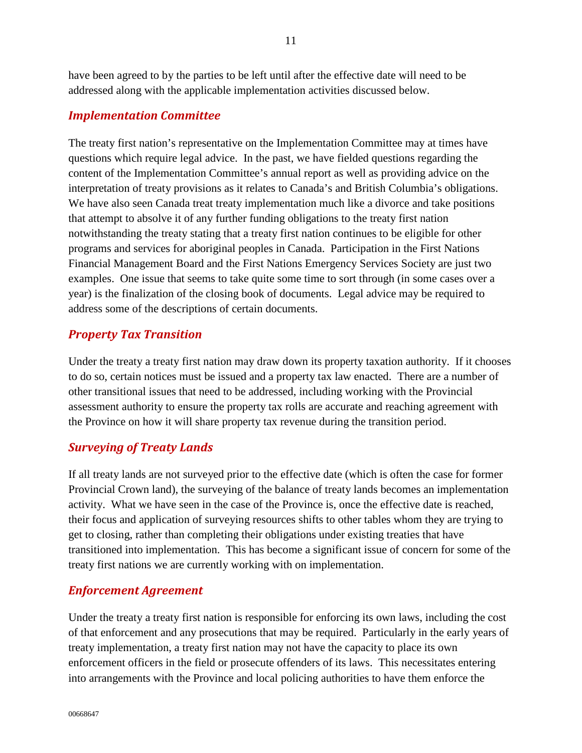have been agreed to by the parties to be left until after the effective date will need to be addressed along with the applicable implementation activities discussed below.

### *Implementation Committee*

The treaty first nation's representative on the Implementation Committee may at times have questions which require legal advice. In the past, we have fielded questions regarding the content of the Implementation Committee's annual report as well as providing advice on the interpretation of treaty provisions as it relates to Canada's and British Columbia's obligations. We have also seen Canada treat treaty implementation much like a divorce and take positions that attempt to absolve it of any further funding obligations to the treaty first nation notwithstanding the treaty stating that a treaty first nation continues to be eligible for other programs and services for aboriginal peoples in Canada. Participation in the First Nations Financial Management Board and the First Nations Emergency Services Society are just two examples. One issue that seems to take quite some time to sort through (in some cases over a year) is the finalization of the closing book of documents. Legal advice may be required to address some of the descriptions of certain documents.

### *Property Tax Transition*

Under the treaty a treaty first nation may draw down its property taxation authority. If it chooses to do so, certain notices must be issued and a property tax law enacted. There are a number of other transitional issues that need to be addressed, including working with the Provincial assessment authority to ensure the property tax rolls are accurate and reaching agreement with the Province on how it will share property tax revenue during the transition period.

### *Surveying of Treaty Lands*

If all treaty lands are not surveyed prior to the effective date (which is often the case for former Provincial Crown land), the surveying of the balance of treaty lands becomes an implementation activity. What we have seen in the case of the Province is, once the effective date is reached, their focus and application of surveying resources shifts to other tables whom they are trying to get to closing, rather than completing their obligations under existing treaties that have transitioned into implementation. This has become a significant issue of concern for some of the treaty first nations we are currently working with on implementation.

### *Enforcement Agreement*

Under the treaty a treaty first nation is responsible for enforcing its own laws, including the cost of that enforcement and any prosecutions that may be required. Particularly in the early years of treaty implementation, a treaty first nation may not have the capacity to place its own enforcement officers in the field or prosecute offenders of its laws. This necessitates entering into arrangements with the Province and local policing authorities to have them enforce the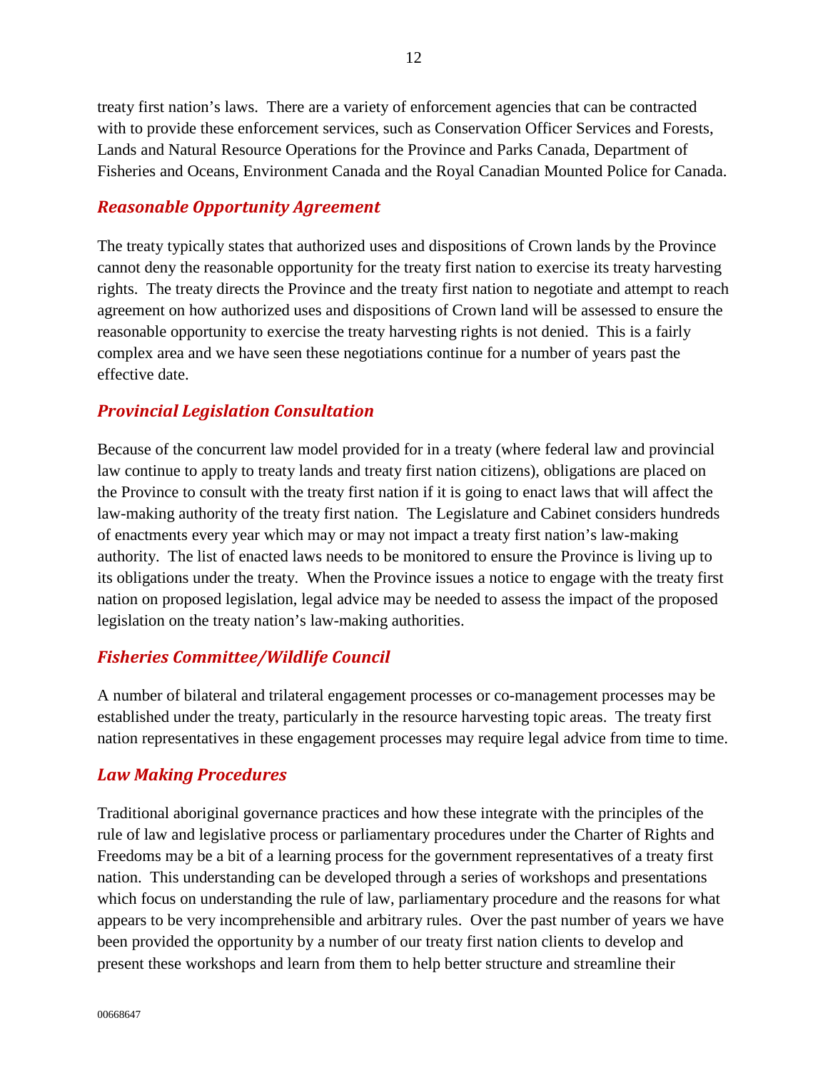treaty first nation's laws. There are a variety of enforcement agencies that can be contracted with to provide these enforcement services, such as Conservation Officer Services and Forests, Lands and Natural Resource Operations for the Province and Parks Canada, Department of Fisheries and Oceans, Environment Canada and the Royal Canadian Mounted Police for Canada.

### *Reasonable Opportunity Agreement*

The treaty typically states that authorized uses and dispositions of Crown lands by the Province cannot deny the reasonable opportunity for the treaty first nation to exercise its treaty harvesting rights. The treaty directs the Province and the treaty first nation to negotiate and attempt to reach agreement on how authorized uses and dispositions of Crown land will be assessed to ensure the reasonable opportunity to exercise the treaty harvesting rights is not denied. This is a fairly complex area and we have seen these negotiations continue for a number of years past the effective date.

### *Provincial Legislation Consultation*

Because of the concurrent law model provided for in a treaty (where federal law and provincial law continue to apply to treaty lands and treaty first nation citizens), obligations are placed on the Province to consult with the treaty first nation if it is going to enact laws that will affect the law-making authority of the treaty first nation. The Legislature and Cabinet considers hundreds of enactments every year which may or may not impact a treaty first nation's law-making authority. The list of enacted laws needs to be monitored to ensure the Province is living up to its obligations under the treaty. When the Province issues a notice to engage with the treaty first nation on proposed legislation, legal advice may be needed to assess the impact of the proposed legislation on the treaty nation's law-making authorities.

### *Fisheries Committee/Wildlife Council*

A number of bilateral and trilateral engagement processes or co-management processes may be established under the treaty, particularly in the resource harvesting topic areas. The treaty first nation representatives in these engagement processes may require legal advice from time to time.

### *Law Making Procedures*

Traditional aboriginal governance practices and how these integrate with the principles of the rule of law and legislative process or parliamentary procedures under the Charter of Rights and Freedoms may be a bit of a learning process for the government representatives of a treaty first nation. This understanding can be developed through a series of workshops and presentations which focus on understanding the rule of law, parliamentary procedure and the reasons for what appears to be very incomprehensible and arbitrary rules. Over the past number of years we have been provided the opportunity by a number of our treaty first nation clients to develop and present these workshops and learn from them to help better structure and streamline their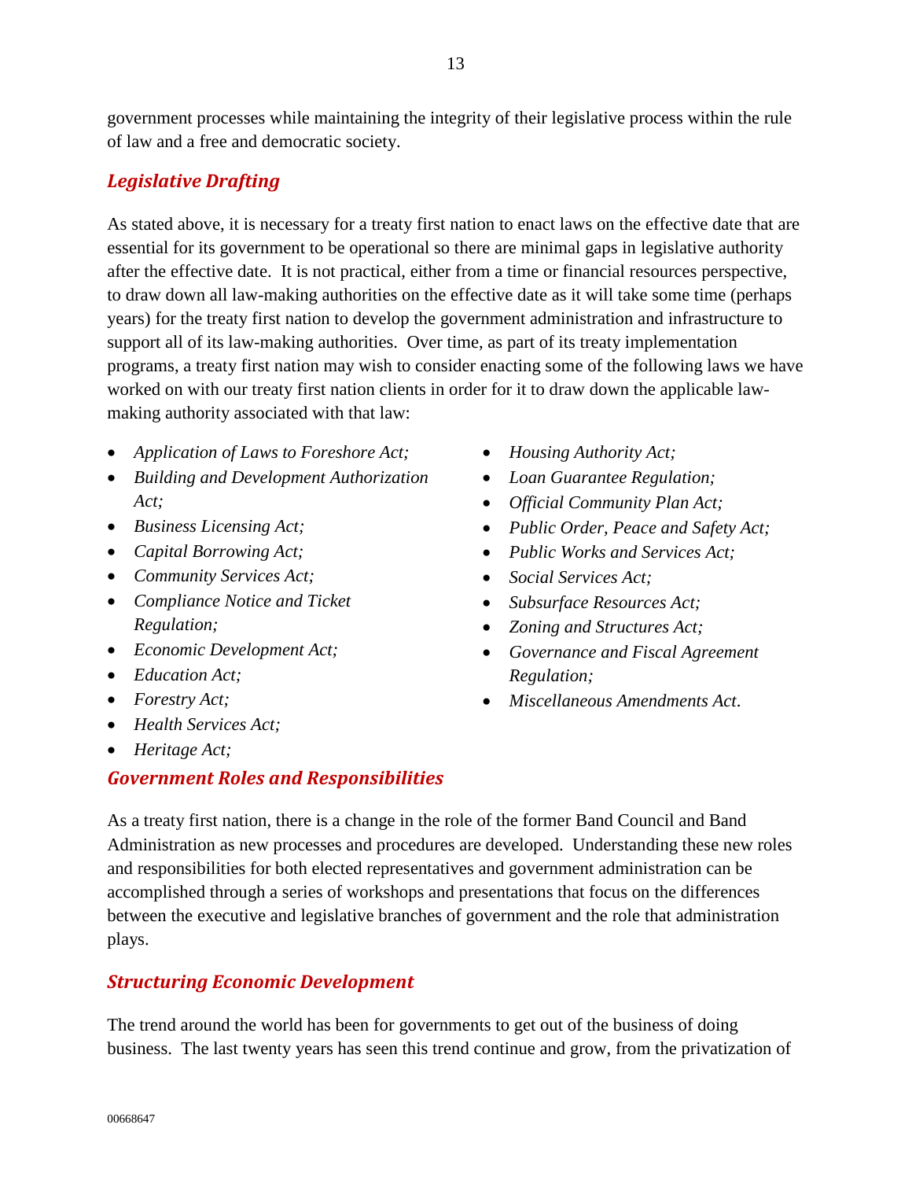government processes while maintaining the integrity of their legislative process within the rule of law and a free and democratic society.

## *Legislative Drafting*

As stated above, it is necessary for a treaty first nation to enact laws on the effective date that are essential for its government to be operational so there are minimal gaps in legislative authority after the effective date. It is not practical, either from a time or financial resources perspective, to draw down all law-making authorities on the effective date as it will take some time (perhaps years) for the treaty first nation to develop the government administration and infrastructure to support all of its law-making authorities. Over time, as part of its treaty implementation programs, a treaty first nation may wish to consider enacting some of the following laws we have worked on with our treaty first nation clients in order for it to draw down the applicable law-making authority associated with that law:

- *Application of Laws to Foreshore Act;*
- *Building and Development Authorization Act;*
- *Business Licensing Act;*
- *Capital Borrowing Act;*
- *Community Services Act;*
- *Compliance Notice and Ticket Regulation;*
- *Economic Development Act;*
- *Education Act;*
- *Forestry Act;*
- *Health Services Act;*
- *Heritage Act;*
- *Housing Authority Act;*
- *Loan Guarantee Regulation;*
- *Official Community Plan Act;*
- *Public Order, Peace and Safety Act;*
- *Public Works and Services Act;*
- *Social Services Act;*
- *Subsurface Resources Act;*
- *Zoning and Structures Act;*
- *Governance and Fiscal Agreement Regulation;*
- *Miscellaneous Amendments Act*.

## *Government Roles and Responsibilities*

As a treaty first nation, there is a change in the role of the former Band Council and Band Administration as new processes and procedures are developed. Understanding these new roles and responsibilities for both elected representatives and government administration can be accomplished through a series of workshops and presentations that focus on the differences between the executive and legislative branches of government and the role that administration plays.

## *Structuring Economic Development*

The trend around the world has been for governments to get out of the business of doing business. The last twenty years has seen this trend continue and grow, from the privatization of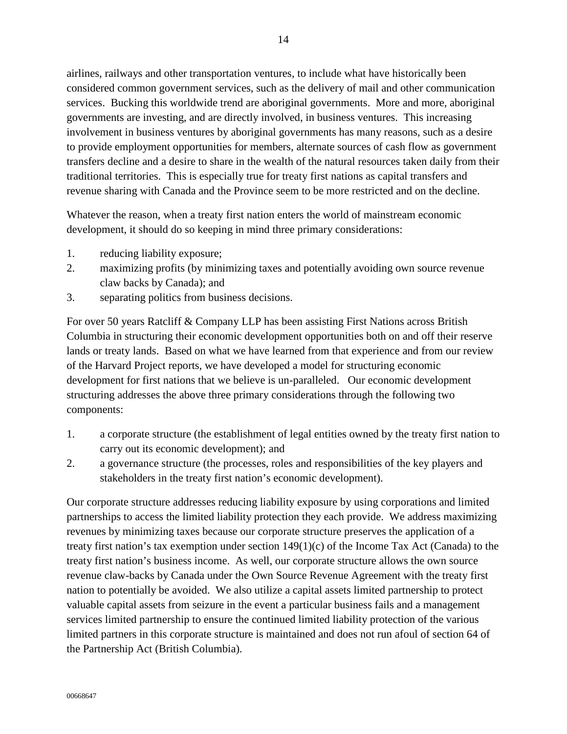airlines, railways and other transportation ventures, to include what have historically been considered common government services, such as the delivery of mail and other communication services. Bucking this worldwide trend are aboriginal governments. More and more, aboriginal governments are investing, and are directly involved, in business ventures. This increasing involvement in business ventures by aboriginal governments has many reasons, such as a desire to provide employment opportunities for members, alternate sources of cash flow as government transfers decline and a desire to share in the wealth of the natural resources taken daily from their traditional territories. This is especially true for treaty first nations as capital transfers and revenue sharing with Canada and the Province seem to be more restricted and on the decline.

Whatever the reason, when a treaty first nation enters the world of mainstream economic development, it should do so keeping in mind three primary considerations:

1. reducing liability exposure;
2. maximizing profits (by minimizing taxes and potentially avoiding own source revenue claw backs by Canada); and
3. separating politics from business decisions.

For over 50 years Ratcliff & Company LLP has been assisting First Nations across British Columbia in structuring their economic development opportunities both on and off their reserve lands or treaty lands. Based on what we have learned from that experience and from our review of the Harvard Project reports, we have developed a model for structuring economic development for first nations that we believe is un-paralleled. Our economic development structuring addresses the above three primary considerations through the following two components:

1. a corporate structure (the establishment of legal entities owned by the treaty first nation to carry out its economic development); and
2. a governance structure (the processes, roles and responsibilities of the key players and stakeholders in the treaty first nation's economic development).

Our corporate structure addresses reducing liability exposure by using corporations and limited partnerships to access the limited liability protection they each provide. We address maximizing revenues by minimizing taxes because our corporate structure preserves the application of a treaty first nation's tax exemption under section 149(1)(c) of the Income Tax Act (Canada) to the treaty first nation's business income. As well, our corporate structure allows the own source revenue claw-backs by Canada under the Own Source Revenue Agreement with the treaty first nation to potentially be avoided. We also utilize a capital assets limited partnership to protect valuable capital assets from seizure in the event a particular business fails and a management services limited partnership to ensure the continued limited liability protection of the various limited partners in this corporate structure is maintained and does not run afoul of section 64 of the Partnership Act (British Columbia).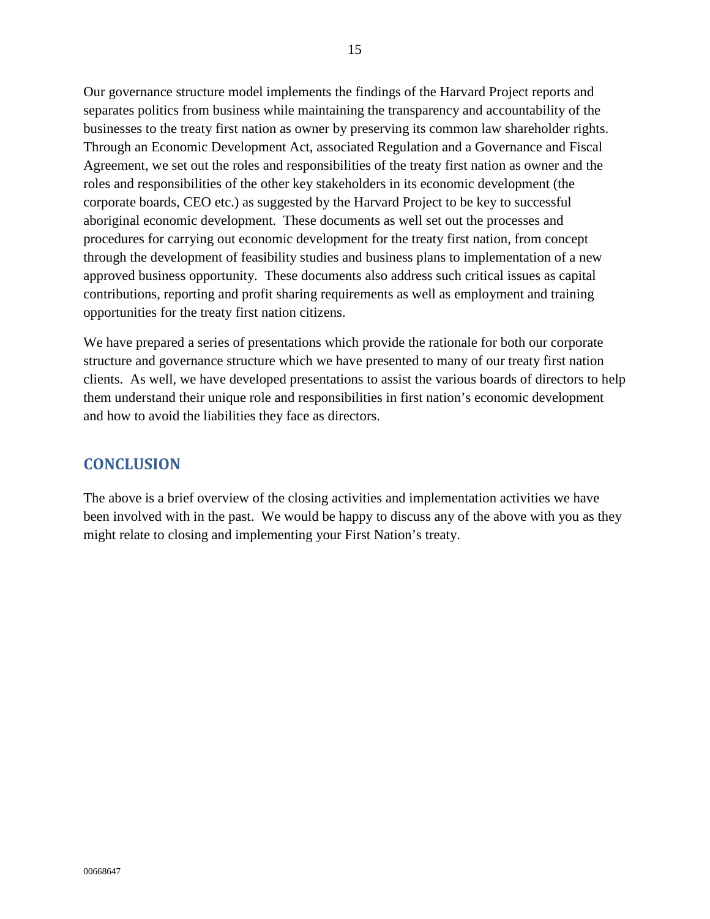Our governance structure model implements the findings of the Harvard Project reports and separates politics from business while maintaining the transparency and accountability of the businesses to the treaty first nation as owner by preserving its common law shareholder rights. Through an Economic Development Act, associated Regulation and a Governance and Fiscal Agreement, we set out the roles and responsibilities of the treaty first nation as owner and the roles and responsibilities of the other key stakeholders in its economic development (the corporate boards, CEO etc.) as suggested by the Harvard Project to be key to successful aboriginal economic development. These documents as well set out the processes and procedures for carrying out economic development for the treaty first nation, from concept through the development of feasibility studies and business plans to implementation of a new approved business opportunity. These documents also address such critical issues as capital contributions, reporting and profit sharing requirements as well as employment and training opportunities for the treaty first nation citizens.

We have prepared a series of presentations which provide the rationale for both our corporate structure and governance structure which we have presented to many of our treaty first nation clients. As well, we have developed presentations to assist the various boards of directors to help them understand their unique role and responsibilities in first nation's economic development and how to avoid the liabilities they face as directors.

## CONCLUSION

The above is a brief overview of the closing activities and implementation activities we have been involved with in the past. We would be happy to discuss any of the above with you as they might relate to closing and implementing your First Nation's treaty.

00668647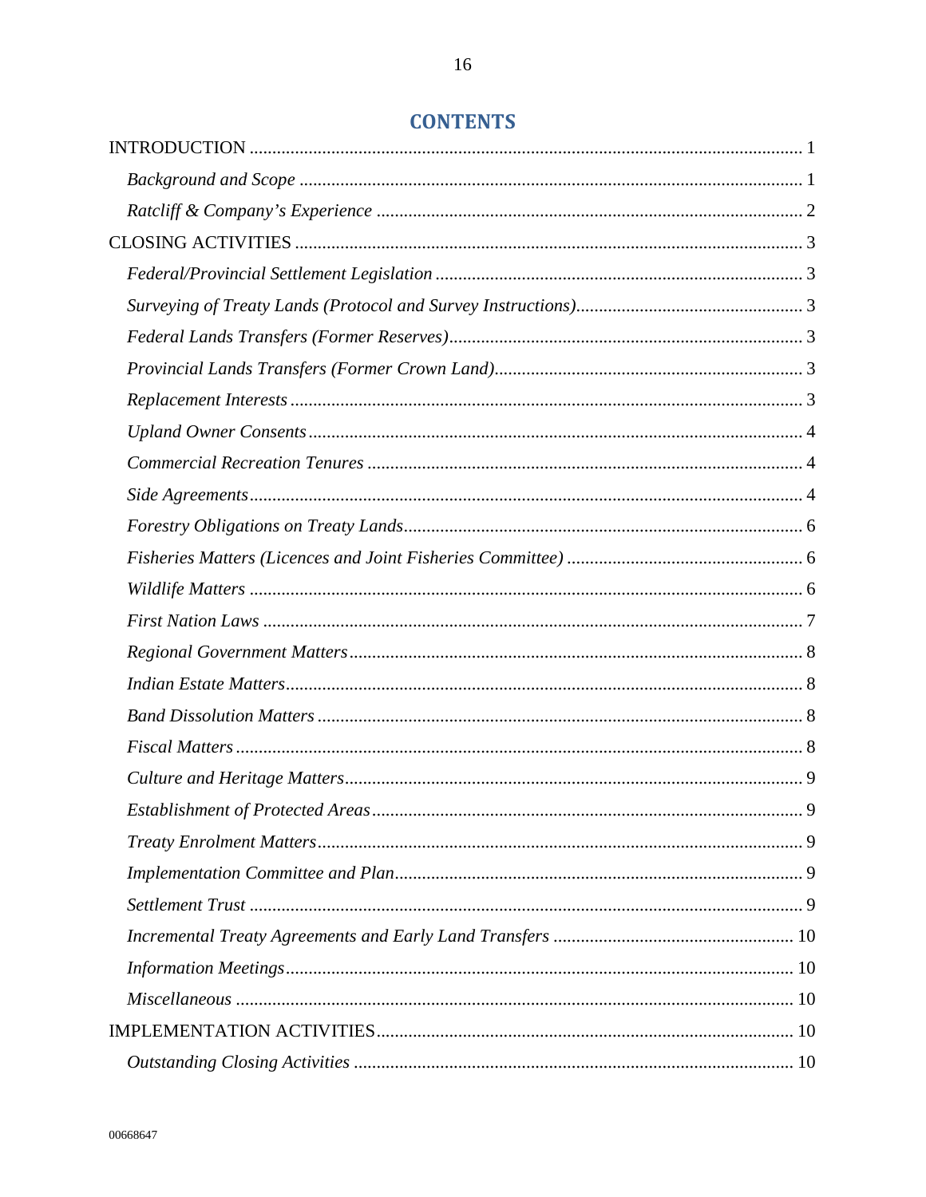# CONTENTS

INTRODUCTION ........................................................................................................................ 1

*Background and Scope* ............................................................................................................. 1

*Ratcliff & Company's Experience* ............................................................................................. 2

CLOSING ACTIVITIES .............................................................................................................. 3

*Federal/Provincial Settlement Legislation* ................................................................................ 3

*Surveying of Treaty Lands (Protocol and Survey Instructions)*................................................. 3

*Federal Lands Transfers (Former Reserves)*............................................................................. 3

*Provincial Lands Transfers (Former Crown Land)*.................................................................... 3

*Replacement Interests* ............................................................................................................... 3

*Upland Owner Consents*............................................................................................................ 4

*Commercial Recreation Tenures* ............................................................................................... 4

*Side Agreements*........................................................................................................................ 4

*Forestry Obligations on Treaty Lands*....................................................................................... 6

*Fisheries Matters (Licences and Joint Fisheries Committee)* ................................................... 6

*Wildlife Matters* ........................................................................................................................ 6

*First Nation Laws* ...................................................................................................................... 7

*Regional Government Matters*................................................................................................... 8

*Indian Estate Matters*................................................................................................................. 8

*Band Dissolution Matters* .......................................................................................................... 8

*Fiscal Matters* ........................................................................................................................... 8

*Culture and Heritage Matters*.................................................................................................... 9

*Establishment of Protected Areas*.............................................................................................. 9

*Treaty Enrolment Matters*.......................................................................................................... 9

*Implementation Committee and Plan*......................................................................................... 9

*Settlement Trust* ........................................................................................................................ 9

*Incremental Treaty Agreements and Early Land Transfers* .................................................... 10

*Information Meetings*............................................................................................................... 10

*Miscellaneous* .......................................................................................................................... 10

IMPLEMENTATION ACTIVITIES........................................................................................... 10

*Outstanding Closing Activities* ................................................................................................ 10

00668647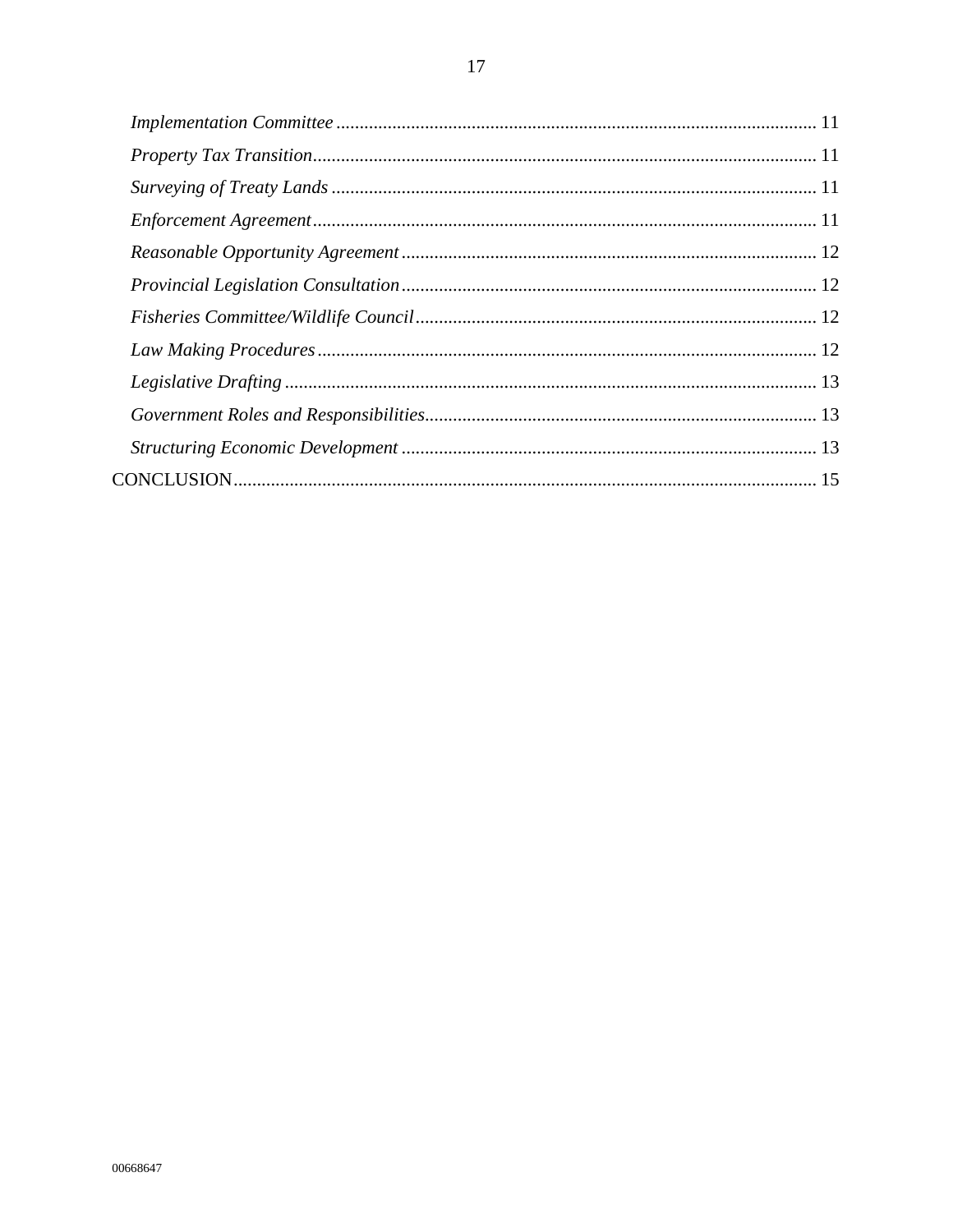*Implementation Committee* ..................................................................................................... 11

*Property Tax Transition*......................................................................................................... 11

*Surveying of Treaty Lands* ..................................................................................................... 11

*Enforcement Agreement*......................................................................................................... 11

*Reasonable Opportunity Agreement* ...................................................................................... 12

*Provincial Legislation Consultation* ...................................................................................... 12

*Fisheries Committee/Wildlife Council* ................................................................................... 12

*Law Making Procedures* ........................................................................................................ 12

*Legislative Drafting* ............................................................................................................... 13

*Government Roles and Responsibilities*................................................................................. 13

*Structuring Economic Development* ...................................................................................... 13

CONCLUSION........................................................................................................................... 15

00668647